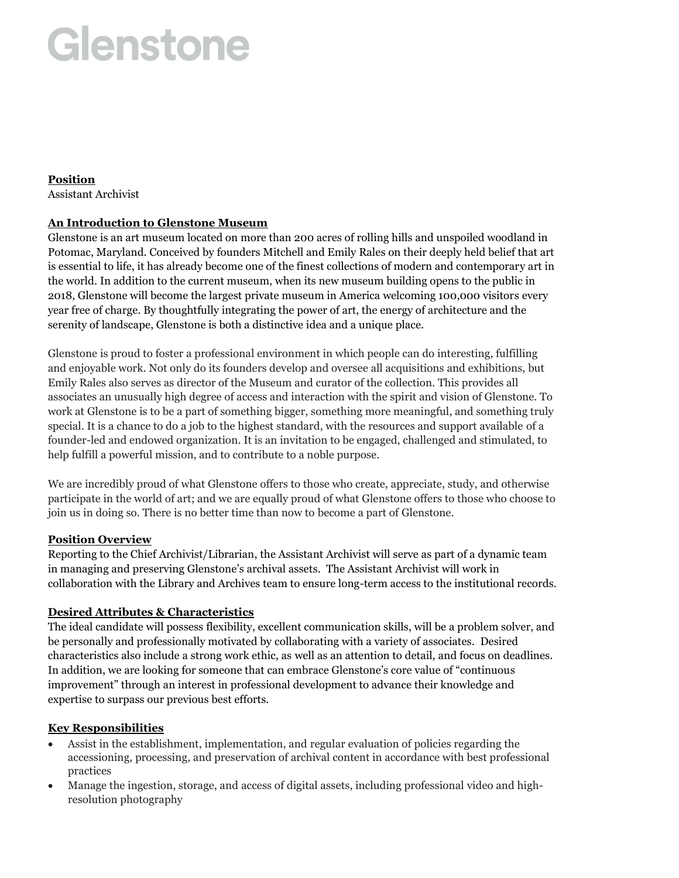# Glenstone

**Position**
Assistant Archivist

**An Introduction to Glenstone Museum**
Glenstone is an art museum located on more than 200 acres of rolling hills and unspoiled woodland in Potomac, Maryland. Conceived by founders Mitchell and Emily Rales on their deeply held belief that art is essential to life, it has already become one of the finest collections of modern and contemporary art in the world. In addition to the current museum, when its new museum building opens to the public in 2018, Glenstone will become the largest private museum in America welcoming 100,000 visitors every year free of charge. By thoughtfully integrating the power of art, the energy of architecture and the serenity of landscape, Glenstone is both a distinctive idea and a unique place.

Glenstone is proud to foster a professional environment in which people can do interesting, fulfilling and enjoyable work. Not only do its founders develop and oversee all acquisitions and exhibitions, but Emily Rales also serves as director of the Museum and curator of the collection. This provides all associates an unusually high degree of access and interaction with the spirit and vision of Glenstone. To work at Glenstone is to be a part of something bigger, something more meaningful, and something truly special. It is a chance to do a job to the highest standard, with the resources and support available of a founder-led and endowed organization. It is an invitation to be engaged, challenged and stimulated, to help fulfill a powerful mission, and to contribute to a noble purpose.

We are incredibly proud of what Glenstone offers to those who create, appreciate, study, and otherwise participate in the world of art; and we are equally proud of what Glenstone offers to those who choose to join us in doing so. There is no better time than now to become a part of Glenstone.

**Position Overview**
Reporting to the Chief Archivist/Librarian, the Assistant Archivist will serve as part of a dynamic team in managing and preserving Glenstone's archival assets. The Assistant Archivist will work in collaboration with the Library and Archives team to ensure long-term access to the institutional records.

**Desired Attributes & Characteristics**
The ideal candidate will possess flexibility, excellent communication skills, will be a problem solver, and be personally and professionally motivated by collaborating with a variety of associates. Desired characteristics also include a strong work ethic, as well as an attention to detail, and focus on deadlines. In addition, we are looking for someone that can embrace Glenstone's core value of "continuous improvement" through an interest in professional development to advance their knowledge and expertise to surpass our previous best efforts.

**Key Responsibilities**

- Assist in the establishment, implementation, and regular evaluation of policies regarding the accessioning, processing, and preservation of archival content in accordance with best professional practices
- Manage the ingestion, storage, and access of digital assets, including professional video and high-resolution photography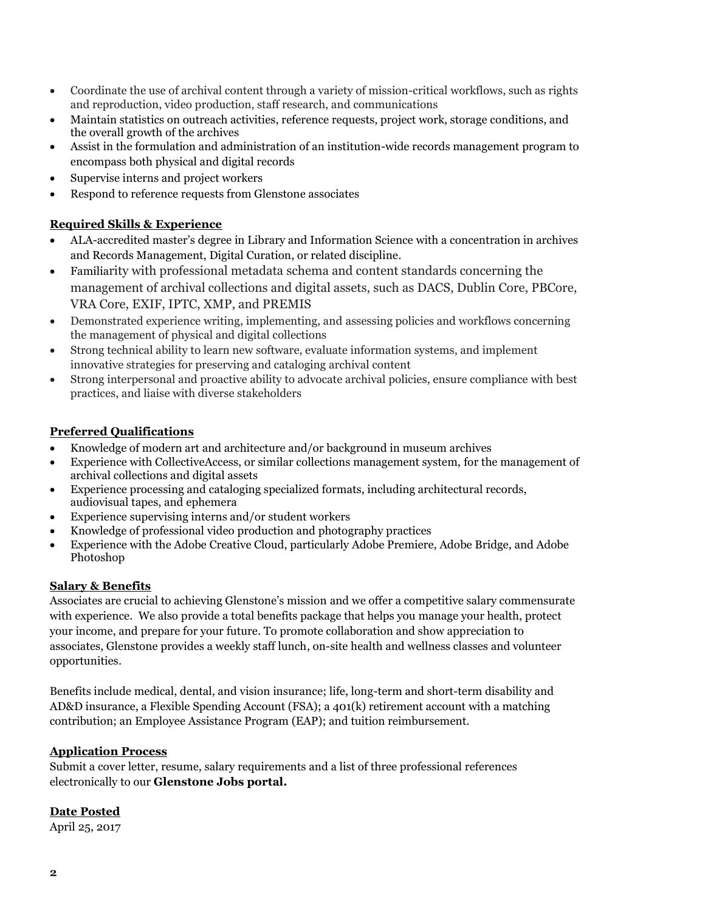- Coordinate the use of archival content through a variety of mission-critical workflows, such as rights and reproduction, video production, staff research, and communications
- Maintain statistics on outreach activities, reference requests, project work, storage conditions, and the overall growth of the archives
- Assist in the formulation and administration of an institution-wide records management program to encompass both physical and digital records
- Supervise interns and project workers
- Respond to reference requests from Glenstone associates

**Required Skills & Experience**

- ALA-accredited master's degree in Library and Information Science with a concentration in archives and Records Management, Digital Curation, or related discipline.
- Familiarity with professional metadata schema and content standards concerning the management of archival collections and digital assets, such as DACS, Dublin Core, PBCore, VRA Core, EXIF, IPTC, XMP, and PREMIS
- Demonstrated experience writing, implementing, and assessing policies and workflows concerning the management of physical and digital collections
- Strong technical ability to learn new software, evaluate information systems, and implement innovative strategies for preserving and cataloging archival content
- Strong interpersonal and proactive ability to advocate archival policies, ensure compliance with best practices, and liaise with diverse stakeholders

**Preferred Qualifications**

- Knowledge of modern art and architecture and/or background in museum archives
- Experience with CollectiveAccess, or similar collections management system, for the management of archival collections and digital assets
- Experience processing and cataloging specialized formats, including architectural records, audiovisual tapes, and ephemera
- Experience supervising interns and/or student workers
- Knowledge of professional video production and photography practices
- Experience with the Adobe Creative Cloud, particularly Adobe Premiere, Adobe Bridge, and Adobe Photoshop

**Salary & Benefits**

Associates are crucial to achieving Glenstone's mission and we offer a competitive salary commensurate with experience. We also provide a total benefits package that helps you manage your health, protect your income, and prepare for your future. To promote collaboration and show appreciation to associates, Glenstone provides a weekly staff lunch, on-site health and wellness classes and volunteer opportunities.

Benefits include medical, dental, and vision insurance; life, long-term and short-term disability and AD&D insurance, a Flexible Spending Account (FSA); a 401(k) retirement account with a matching contribution; an Employee Assistance Program (EAP); and tuition reimbursement.

**Application Process**

Submit a cover letter, resume, salary requirements and a list of three professional references electronically to our **Glenstone Jobs portal.**

**Date Posted**

April 25, 2017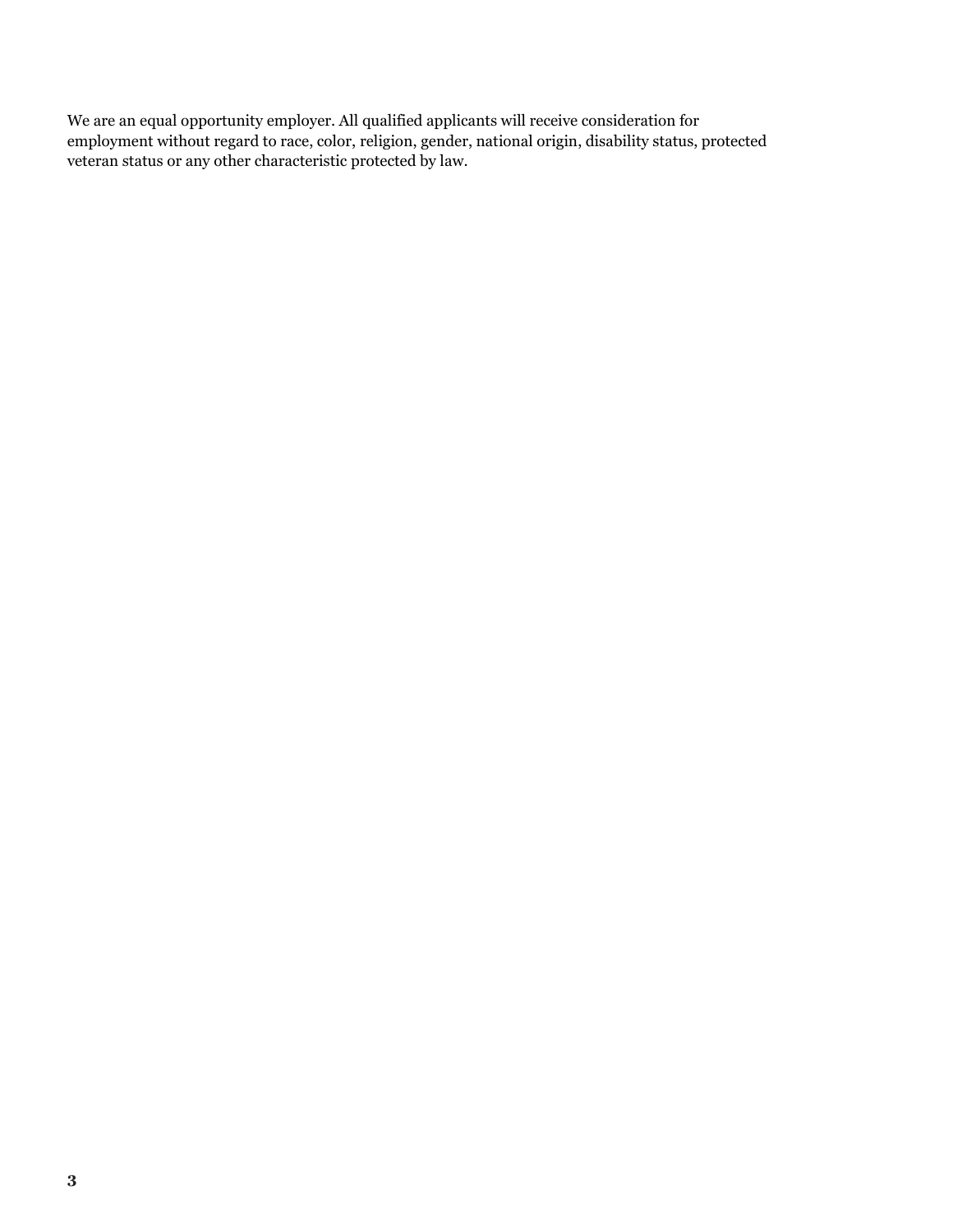We are an equal opportunity employer. All qualified applicants will receive consideration for employment without regard to race, color, religion, gender, national origin, disability status, protected veteran status or any other characteristic protected by law.